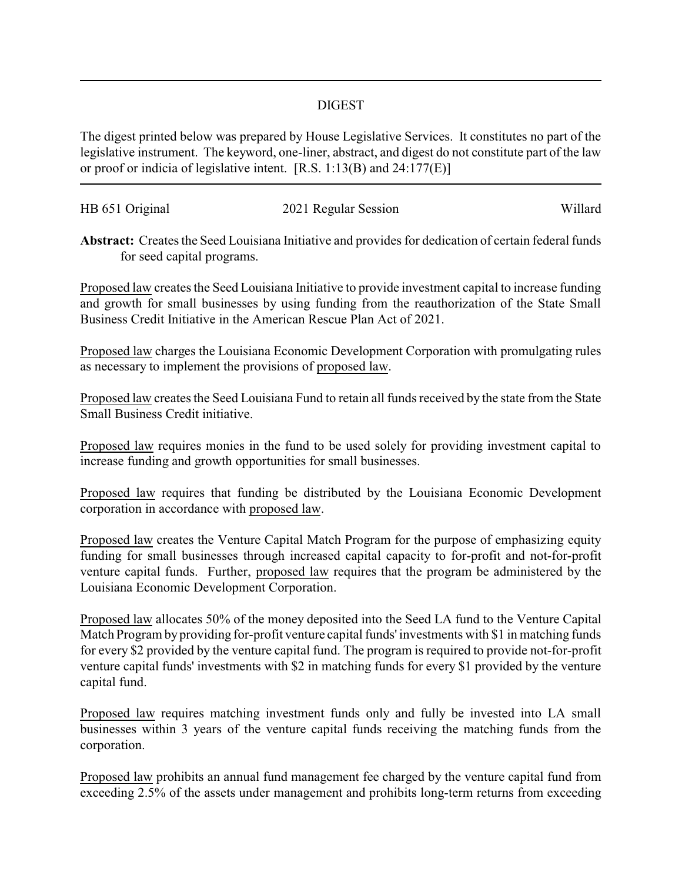# DIGEST

The digest printed below was prepared by House Legislative Services. It constitutes no part of the legislative instrument. The keyword, one-liner, abstract, and digest do not constitute part of the law or proof or indicia of legislative intent. [R.S. 1:13(B) and 24:177(E)]

| HB 651 Original | 2021 Regular Session | Willard |
|---|---|---|

**Abstract:** Creates the Seed Louisiana Initiative and provides for dedication of certain federal funds for seed capital programs.

Proposed law creates the Seed Louisiana Initiative to provide investment capital to increase funding and growth for small businesses by using funding from the reauthorization of the State Small Business Credit Initiative in the American Rescue Plan Act of 2021.

Proposed law charges the Louisiana Economic Development Corporation with promulgating rules as necessary to implement the provisions of proposed law.

Proposed law creates the Seed Louisiana Fund to retain all funds received by the state from the State Small Business Credit initiative.

Proposed law requires monies in the fund to be used solely for providing investment capital to increase funding and growth opportunities for small businesses.

Proposed law requires that funding be distributed by the Louisiana Economic Development corporation in accordance with proposed law.

Proposed law creates the Venture Capital Match Program for the purpose of emphasizing equity funding for small businesses through increased capital capacity to for-profit and not-for-profit venture capital funds. Further, proposed law requires that the program be administered by the Louisiana Economic Development Corporation.

Proposed law allocates 50% of the money deposited into the Seed LA fund to the Venture Capital Match Program by providing for-profit venture capital funds' investments with $1 in matching funds for every $2 provided by the venture capital fund. The program is required to provide not-for-profit venture capital funds' investments with $2 in matching funds for every $1 provided by the venture capital fund.

Proposed law requires matching investment funds only and fully be invested into LA small businesses within 3 years of the venture capital funds receiving the matching funds from the corporation.

Proposed law prohibits an annual fund management fee charged by the venture capital fund from exceeding 2.5% of the assets under management and prohibits long-term returns from exceeding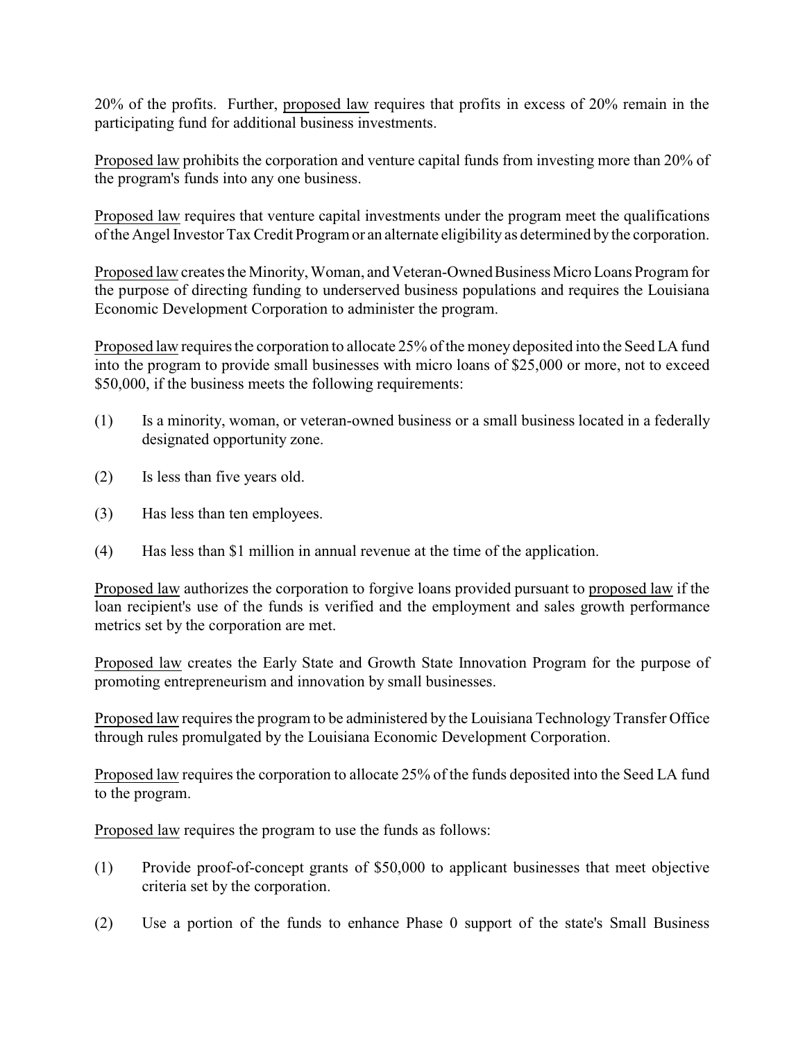20% of the profits. Further, proposed law requires that profits in excess of 20% remain in the participating fund for additional business investments.

Proposed law prohibits the corporation and venture capital funds from investing more than 20% of the program's funds into any one business.

Proposed law requires that venture capital investments under the program meet the qualifications of the Angel Investor Tax Credit Program or an alternate eligibility as determined by the corporation.

Proposed law creates the Minority, Woman, and Veteran-Owned Business Micro Loans Program for the purpose of directing funding to underserved business populations and requires the Louisiana Economic Development Corporation to administer the program.

Proposed law requires the corporation to allocate 25% of the money deposited into the Seed LA fund into the program to provide small businesses with micro loans of $25,000 or more, not to exceed $50,000, if the business meets the following requirements:

(1) Is a minority, woman, or veteran-owned business or a small business located in a federally designated opportunity zone.

(2) Is less than five years old.

(3) Has less than ten employees.

(4) Has less than $1 million in annual revenue at the time of the application.

Proposed law authorizes the corporation to forgive loans provided pursuant to proposed law if the loan recipient's use of the funds is verified and the employment and sales growth performance metrics set by the corporation are met.

Proposed law creates the Early State and Growth State Innovation Program for the purpose of promoting entrepreneurism and innovation by small businesses.

Proposed law requires the program to be administered by the Louisiana Technology Transfer Office through rules promulgated by the Louisiana Economic Development Corporation.

Proposed law requires the corporation to allocate 25% of the funds deposited into the Seed LA fund to the program.

Proposed law requires the program to use the funds as follows:

(1) Provide proof-of-concept grants of $50,000 to applicant businesses that meet objective criteria set by the corporation.

(2) Use a portion of the funds to enhance Phase 0 support of the state's Small Business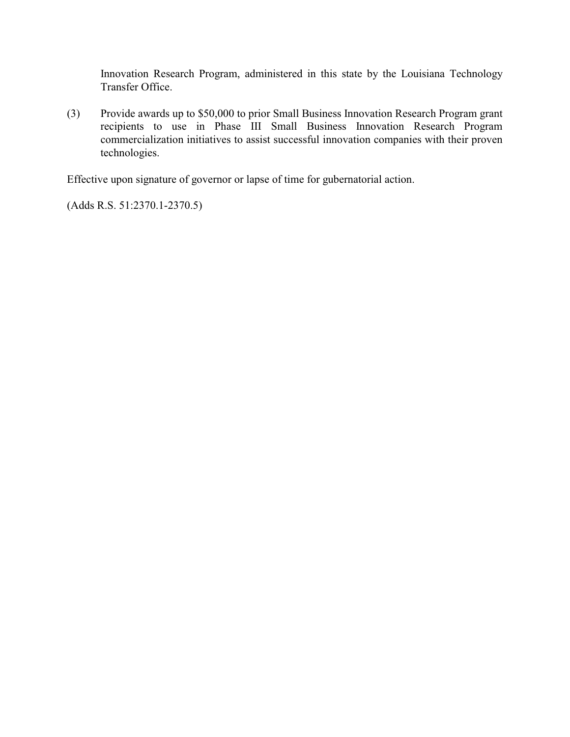Innovation Research Program, administered in this state by the Louisiana Technology Transfer Office.

(3) Provide awards up to $50,000 to prior Small Business Innovation Research Program grant recipients to use in Phase III Small Business Innovation Research Program commercialization initiatives to assist successful innovation companies with their proven technologies.

Effective upon signature of governor or lapse of time for gubernatorial action.

(Adds R.S. 51:2370.1-2370.5)